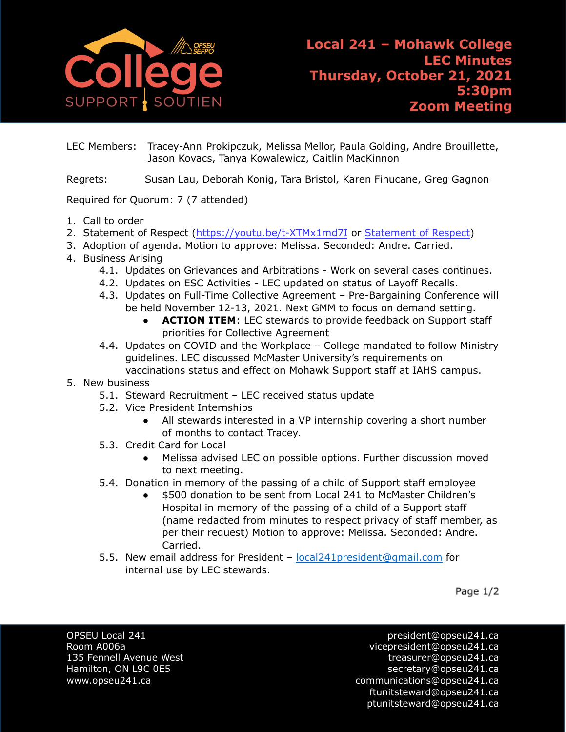# Local 241 – Mohawk College LEC Minutes

**Thursday, October 21, 2021**
**5:30pm**
**Zoom Meeting**

LEC Members: Tracey-Ann Prokipczuk, Melissa Mellor, Paula Golding, Andre Brouillette, Jason Kovacs, Tanya Kowalewicz, Caitlin MacKinnon

Regrets: Susan Lau, Deborah Konig, Tara Bristol, Karen Finucane, Greg Gagnon

Required for Quorum: 7 (7 attended)

1. Call to order
2. Statement of Respect (https://youtu.be/t-XTMx1md7I or Statement of Respect)
3. Adoption of agenda. Motion to approve: Melissa. Seconded: Andre. Carried.
4. Business Arising
   4.1. Updates on Grievances and Arbitrations - Work on several cases continues.
   4.2. Updates on ESC Activities - LEC updated on status of Layoff Recalls.
   4.3. Updates on Full-Time Collective Agreement – Pre-Bargaining Conference will be held November 12-13, 2021. Next GMM to focus on demand setting.
      - **ACTION ITEM**: LEC stewards to provide feedback on Support staff priorities for Collective Agreement
   4.4. Updates on COVID and the Workplace – College mandated to follow Ministry guidelines. LEC discussed McMaster University's requirements on vaccinations status and effect on Mohawk Support staff at IAHS campus.
5. New business
   5.1. Steward Recruitment – LEC received status update
   5.2. Vice President Internships
      - All stewards interested in a VP internship covering a short number of months to contact Tracey.
   5.3. Credit Card for Local
      - Melissa advised LEC on possible options. Further discussion moved to next meeting.
   5.4. Donation in memory of the passing of a child of Support staff employee
      - $500 donation to be sent from Local 241 to McMaster Children's Hospital in memory of the passing of a child of a Support staff (name redacted from minutes to respect privacy of staff member, as per their request) Motion to approve: Melissa. Seconded: Andre. Carried.
   5.5. New email address for President – local241president@gmail.com for internal use by LEC stewards.

OPSEU Local 241
Room A006a
135 Fennell Avenue West
Hamilton, ON L9C 0E5
www.opseu241.ca

president@opseu241.ca
vicepresident@opseu241.ca
treasurer@opseu241.ca
secretary@opseu241.ca
communications@opseu241.ca
ftunitsteward@opseu241.ca
ptunitsteward@opseu241.ca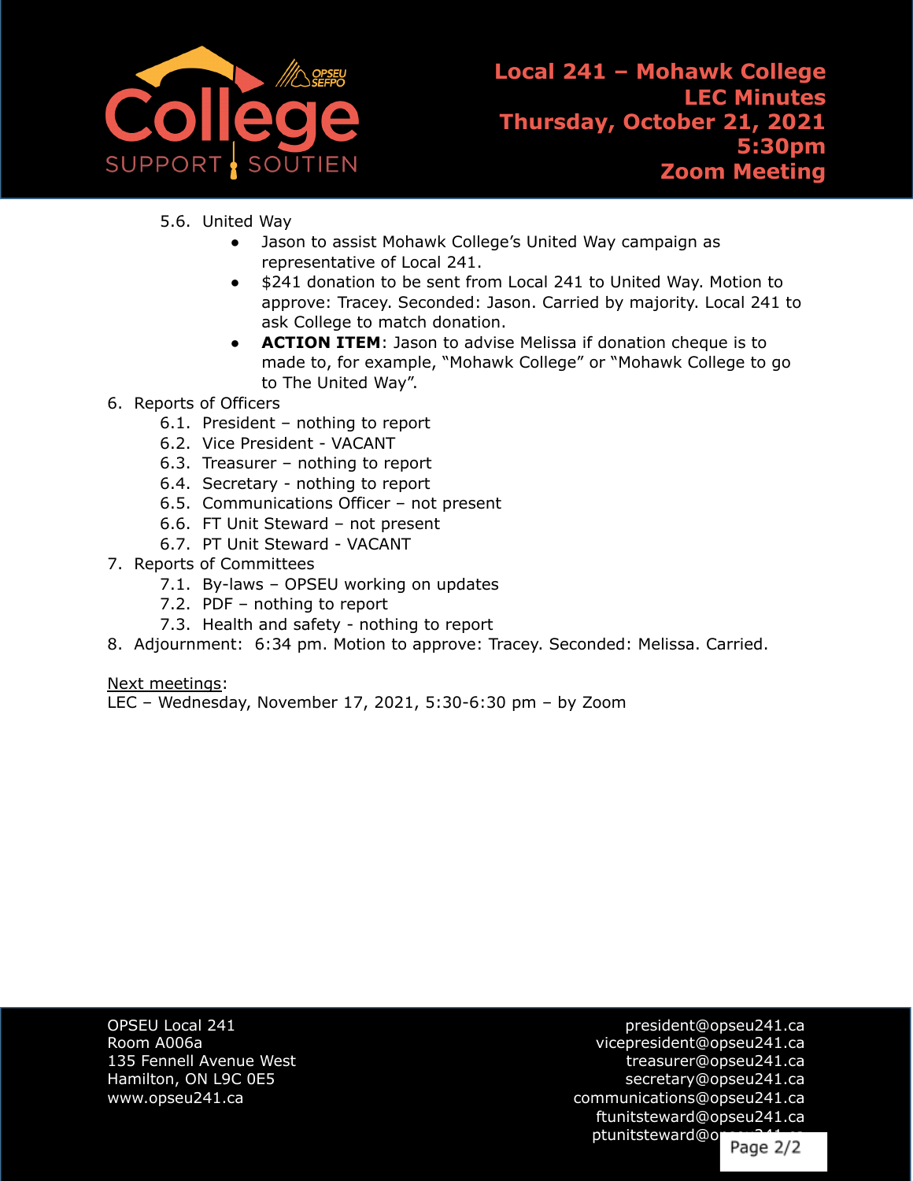5.6. United Way
   - Jason to assist Mohawk College's United Way campaign as representative of Local 241.
   - $241 donation to be sent from Local 241 to United Way. Motion to approve: Tracey. Seconded: Jason. Carried by majority. Local 241 to ask College to match donation.
   - **ACTION ITEM**: Jason to advise Melissa if donation cheque is to made to, for example, "Mohawk College" or "Mohawk College to go to The United Way".

6. Reports of Officers
   - 6.1. President – nothing to report
   - 6.2. Vice President - VACANT
   - 6.3. Treasurer – nothing to report
   - 6.4. Secretary - nothing to report
   - 6.5. Communications Officer – not present
   - 6.6. FT Unit Steward – not present
   - 6.7. PT Unit Steward - VACANT
7. Reports of Committees
   - 7.1. By-laws – OPSEU working on updates
   - 7.2. PDF – nothing to report
   - 7.3. Health and safety - nothing to report
8. Adjournment: 6:34 pm. Motion to approve: Tracey. Seconded: Melissa. Carried.

Next meetings:
LEC – Wednesday, November 17, 2021, 5:30-6:30 pm – by Zoom